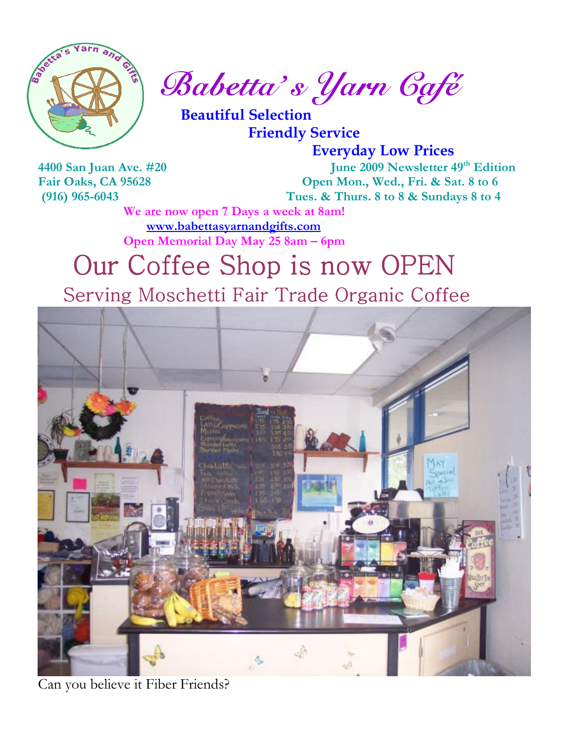# *Babetta's Yarn Café*

**Beautiful Selection**
**Friendly Service**
**Everyday Low Prices**

**4400 San Juan Ave. #20**
**Fair Oaks, CA 95628**
**(916) 965-6043**

**June 2009 Newsletter 49th Edition**
**Open Mon., Wed., Fri. & Sat. 8 to 6**
**Tues. & Thurs. 8 to 8 & Sundays 8 to 4**

**We are now open 7 Days a week at 8am!**
**www.babettasyarnandgifts.com**
**Open Memorial Day May 25 8am – 6pm**

# Our Coffee Shop is now OPEN

## Serving Moschetti Fair Trade Organic Coffee

Can you believe it Fiber Friends?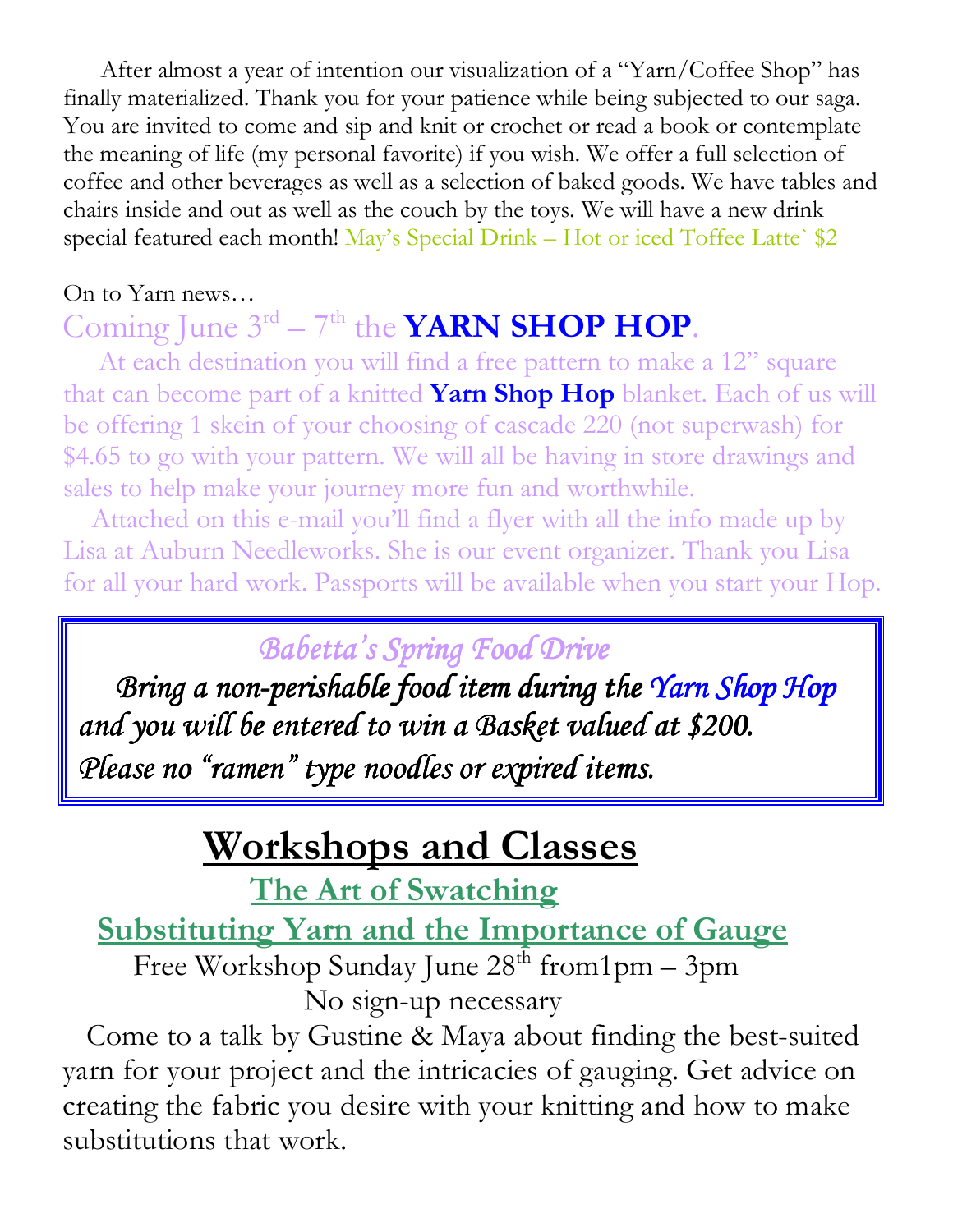After almost a year of intention our visualization of a "Yarn/Coffee Shop" has finally materialized. Thank you for your patience while being subjected to our saga. You are invited to come and sip and knit or crochet or read a book or contemplate the meaning of life (my personal favorite) if you wish. We offer a full selection of coffee and other beverages as well as a selection of baked goods. We have tables and chairs inside and out as well as the couch by the toys. We will have a new drink special featured each month! May's Special Drink – Hot or iced Toffee Latte` $2

On to Yarn news…

## Coming June 3rd – 7th the **YARN SHOP HOP**.

At each destination you will find a free pattern to make a 12" square that can become part of a knitted **Yarn Shop Hop** blanket. Each of us will be offering 1 skein of your choosing of cascade 220 (not superwash) for $4.65 to go with your pattern. We will all be having in store drawings and sales to help make your journey more fun and worthwhile.

Attached on this e-mail you'll find a flyer with all the info made up by Lisa at Auburn Needleworks. She is our event organizer. Thank you Lisa for all your hard work. Passports will be available when you start your Hop.

### *Babetta's Spring Food Drive*

*Bring a non-perishable food item during the Yarn Shop Hop and you will be entered to win a Basket valued at $200. Please no "ramen" type noodles or expired items.*

# Workshops and Classes

## The Art of Swatching

## Substituting Yarn and the Importance of Gauge

Free Workshop Sunday June 28th from1pm – 3pm

No sign-up necessary

Come to a talk by Gustine & Maya about finding the best-suited yarn for your project and the intricacies of gauging. Get advice on creating the fabric you desire with your knitting and how to make substitutions that work.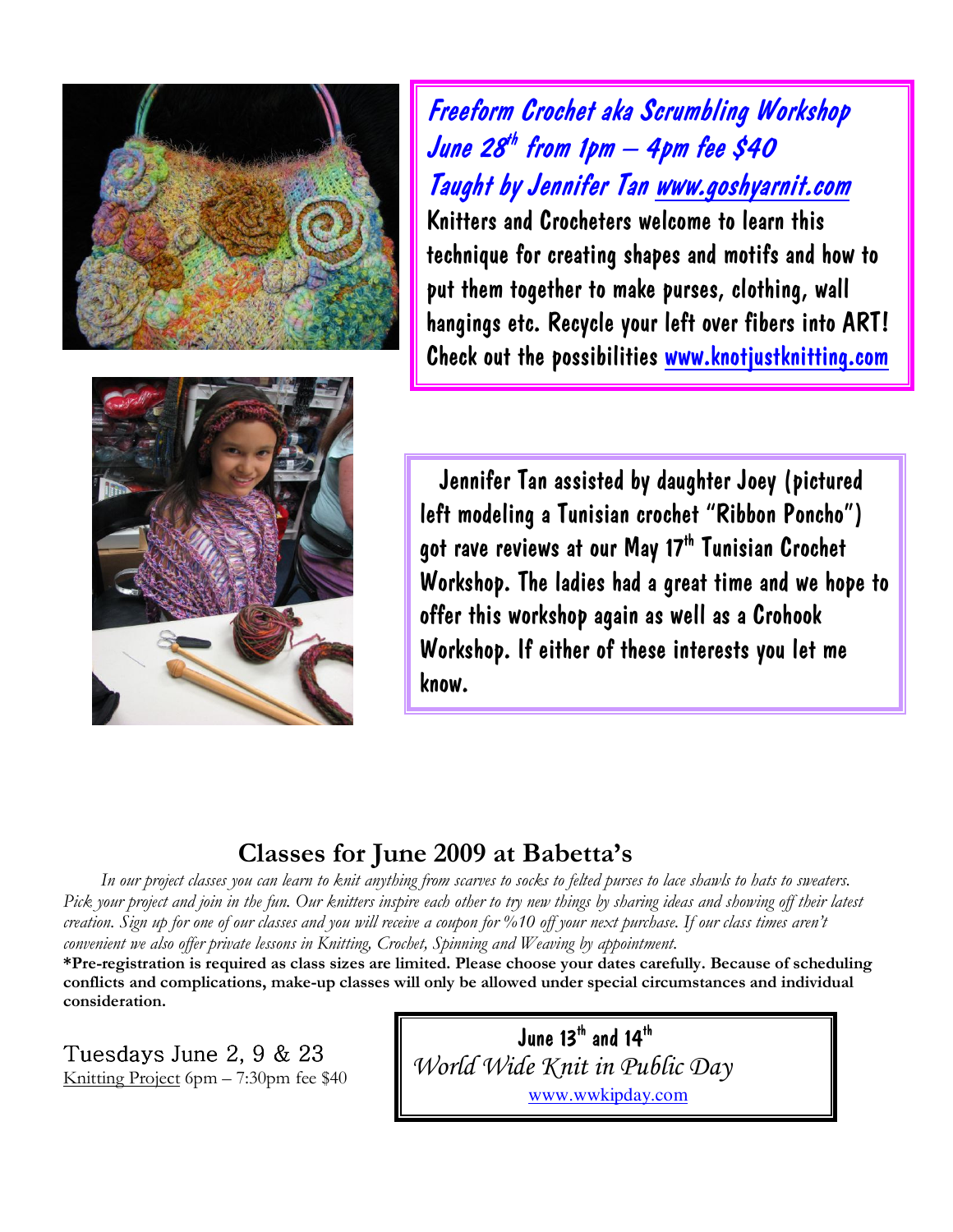**Freeform Crochet aka Scrumbling Workshop**
**June 28th from 1pm – 4pm fee $40**
**Taught by Jennifer Tan www.goshyarnit.com**

Knitters and Crocheters welcome to learn this technique for creating shapes and motifs and how to put them together to make purses, clothing, wall hangings etc. Recycle your left over fibers into ART! Check out the possibilities www.knotjustknitting.com

Jennifer Tan assisted by daughter Joey (pictured left modeling a Tunisian crochet "Ribbon Poncho") got rave reviews at our May 17th Tunisian Crochet Workshop. The ladies had a great time and we hope to offer this workshop again as well as a Crohook Workshop. If either of these interests you let me know.

## Classes for June 2009 at Babetta's

*In our project classes you can learn to knit anything from scarves to socks to felted purses to lace shawls to hats to sweaters. Pick your project and join in the fun. Our knitters inspire each other to try new things by sharing ideas and showing off their latest creation. Sign up for one of our classes and you will receive a coupon for %10 off your next purchase. If our class times aren't convenient we also offer private lessons in Knitting, Crochet, Spinning and Weaving by appointment.*

**\*Pre-registration is required as class sizes are limited. Please choose your dates carefully. Because of scheduling conflicts and complications, make-up classes will only be allowed under special circumstances and individual consideration.**

Tuesdays June 2, 9 & 23
Knitting Project 6pm – 7:30pm fee $40

June 13th and 14th
*World Wide Knit in Public Day*
www.wwkipday.com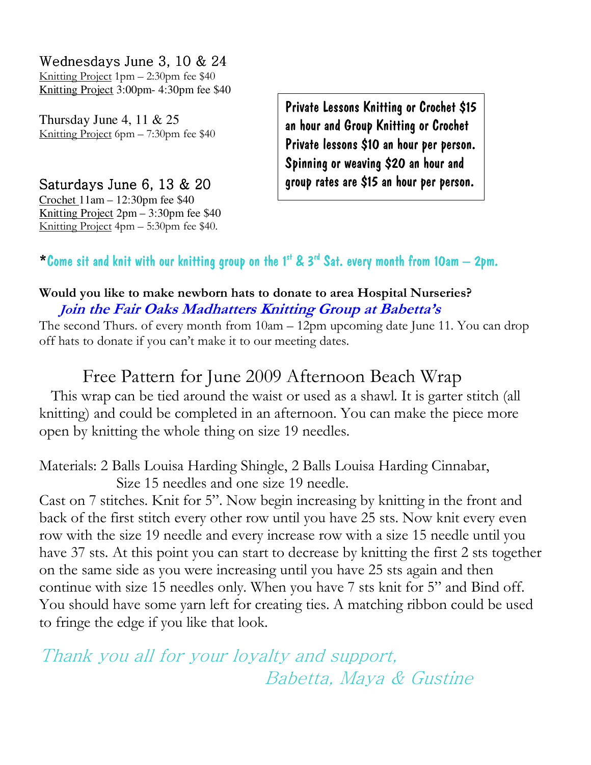Wednesdays June 3, 10 & 24
Knitting Project 1pm – 2:30pm fee $40
Knitting Project 3:00pm- 4:30pm fee $40

Thursday June 4, 11 & 25
Knitting Project 6pm – 7:30pm fee $40

Saturdays June 6, 13 & 20
Crochet 11am – 12:30pm fee $40
Knitting Project 2pm – 3:30pm fee $40
Knitting Project 4pm – 5:30pm fee $40.

**Private Lessons Knitting or Crochet $15 an hour and Group Knitting or Crochet Private lessons $10 an hour per person. Spinning or weaving $20 an hour and group rates are $15 an hour per person.**

*Come sit and knit with our knitting group on the 1st & 3rd Sat. every month from 10am – 2pm.

**Would you like to make newborn hats to donate to area Hospital Nurseries?**

***Join the Fair Oaks Madhatters Knitting Group at Babetta's***

The second Thurs. of every month from 10am – 12pm upcoming date June 11. You can drop off hats to donate if you can't make it to our meeting dates.

## Free Pattern for June 2009 Afternoon Beach Wrap

This wrap can be tied around the waist or used as a shawl. It is garter stitch (all knitting) and could be completed in an afternoon. You can make the piece more open by knitting the whole thing on size 19 needles.

Materials: 2 Balls Louisa Harding Shingle, 2 Balls Louisa Harding Cinnabar, Size 15 needles and one size 19 needle.

Cast on 7 stitches. Knit for 5". Now begin increasing by knitting in the front and back of the first stitch every other row until you have 25 sts. Now knit every even row with the size 19 needle and every increase row with a size 15 needle until you have 37 sts. At this point you can start to decrease by knitting the first 2 sts together on the same side as you were increasing until you have 25 sts again and then continue with size 15 needles only. When you have 7 sts knit for 5" and Bind off. You should have some yarn left for creating ties. A matching ribbon could be used to fringe the edge if you like that look.

*Thank you all for your loyalty and support,*

*Babetta, Maya & Gustine*